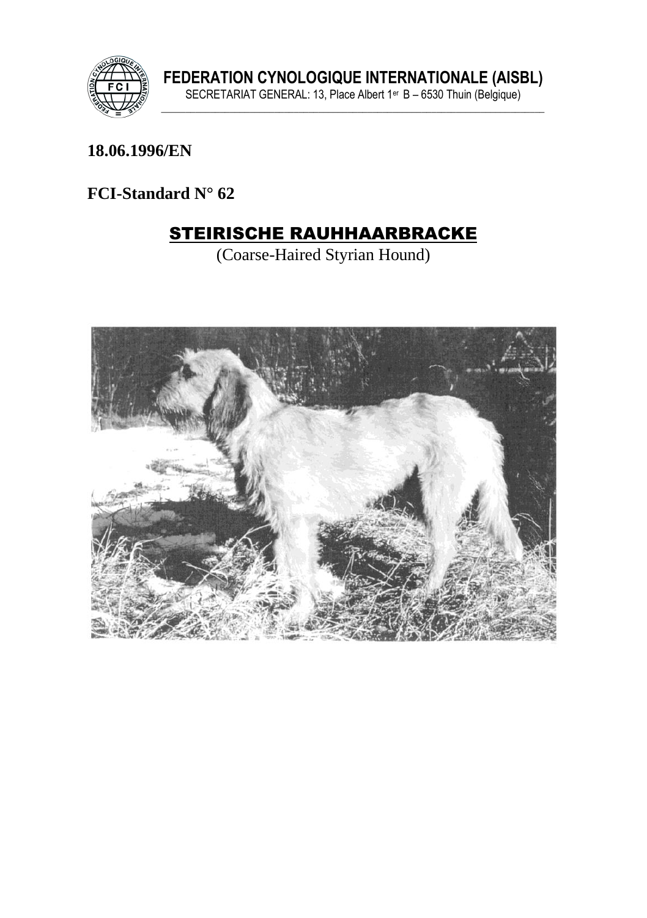**FEDERATION CYNOLOGIQUE INTERNATIONALE (AISBL)**
SECRETARIAT GENERAL: 13, Place Albert 1er B – 6530 Thuin (Belgique)

**18.06.1996/EN**

**FCI-Standard N° 62**

# STEIRISCHE RAUHHAARBRACKE

(Coarse-Haired Styrian Hound)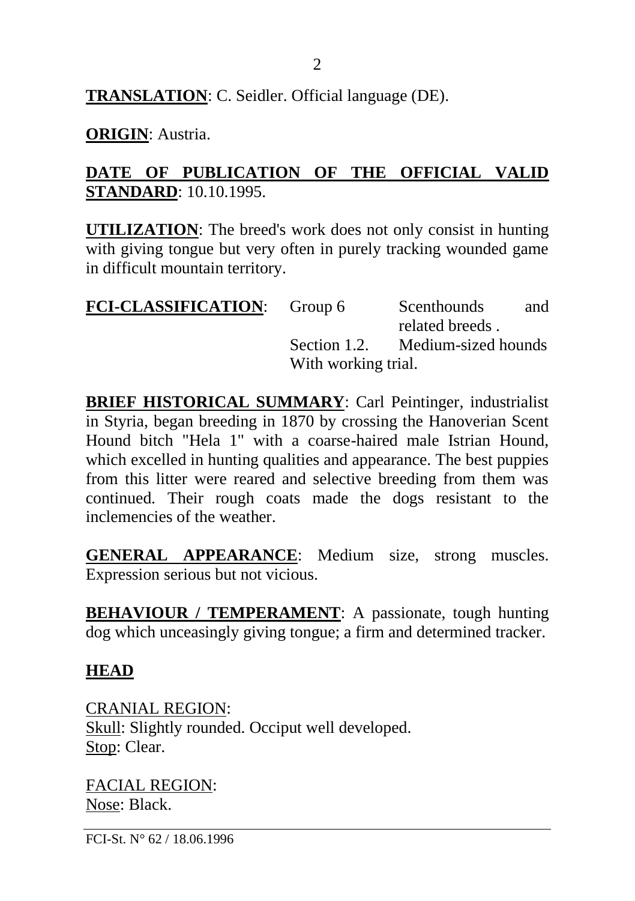**TRANSLATION**: C. Seidler. Official language (DE).

**ORIGIN**: Austria.

**DATE OF PUBLICATION OF THE OFFICIAL VALID STANDARD**: 10.10.1995.

**UTILIZATION**: The breed's work does not only consist in hunting with giving tongue but very often in purely tracking wounded game in difficult mountain territory.

**FCI-CLASSIFICATION**: Group 6 Scenthounds and related breeds .
Section 1.2. Medium-sized hounds
With working trial.

**BRIEF HISTORICAL SUMMARY**: Carl Peintinger, industrialist in Styria, began breeding in 1870 by crossing the Hanoverian Scent Hound bitch "Hela 1" with a coarse-haired male Istrian Hound, which excelled in hunting qualities and appearance. The best puppies from this litter were reared and selective breeding from them was continued. Their rough coats made the dogs resistant to the inclemencies of the weather.

**GENERAL APPEARANCE**: Medium size, strong muscles. Expression serious but not vicious.

**BEHAVIOUR / TEMPERAMENT**: A passionate, tough hunting dog which unceasingly giving tongue; a firm and determined tracker.

## HEAD

CRANIAL REGION:
Skull: Slightly rounded. Occiput well developed.
Stop: Clear.

FACIAL REGION:
Nose: Black.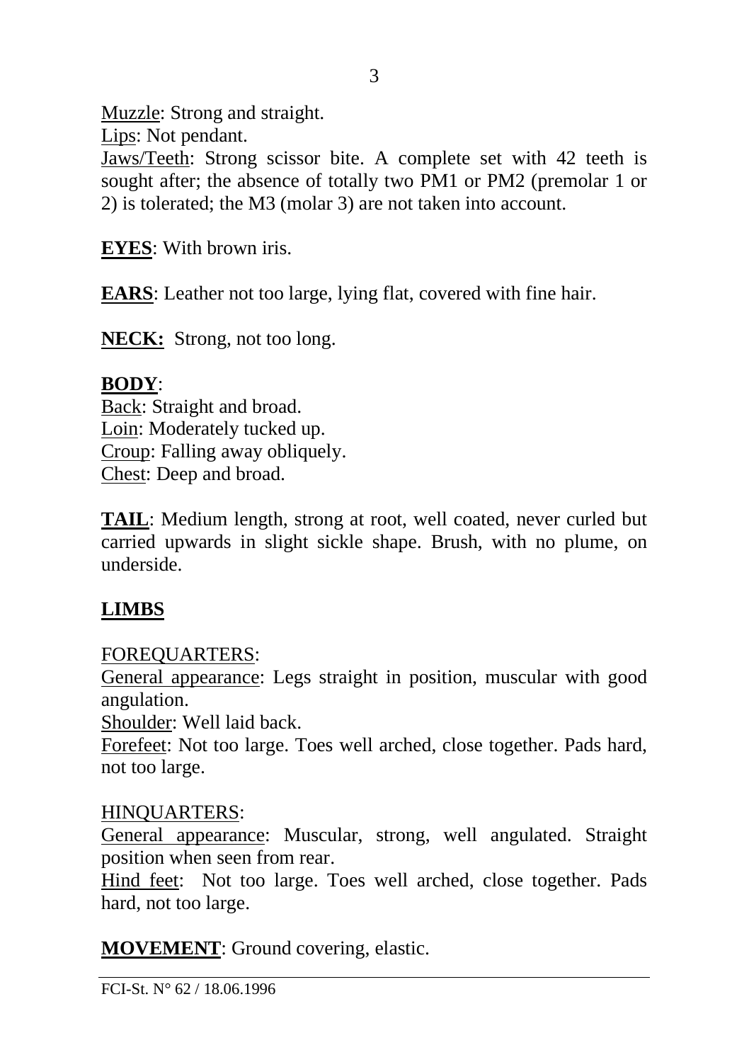<u>Muzzle</u>: Strong and straight.
<u>Lips</u>: Not pendant.
<u>Jaws/Teeth</u>: Strong scissor bite. A complete set with 42 teeth is sought after; the absence of totally two PM1 or PM2 (premolar 1 or 2) is tolerated; the M3 (molar 3) are not taken into account.

**EYES**: With brown iris.

**EARS**: Leather not too large, lying flat, covered with fine hair.

**NECK:** Strong, not too long.

**BODY**:
<u>Back</u>: Straight and broad.
<u>Loin</u>: Moderately tucked up.
<u>Croup</u>: Falling away obliquely.
<u>Chest</u>: Deep and broad.

**TAIL**: Medium length, strong at root, well coated, never curled but carried upwards in slight sickle shape. Brush, with no plume, on underside.

**LIMBS**

FOREQUARTERS:
<u>General appearance</u>: Legs straight in position, muscular with good angulation.
<u>Shoulder</u>: Well laid back.
<u>Forefeet</u>: Not too large. Toes well arched, close together. Pads hard, not too large.

HINQUARTERS:
<u>General appearance</u>: Muscular, strong, well angulated. Straight position when seen from rear.
<u>Hind feet</u>: Not too large. Toes well arched, close together. Pads hard, not too large.

**MOVEMENT**: Ground covering, elastic.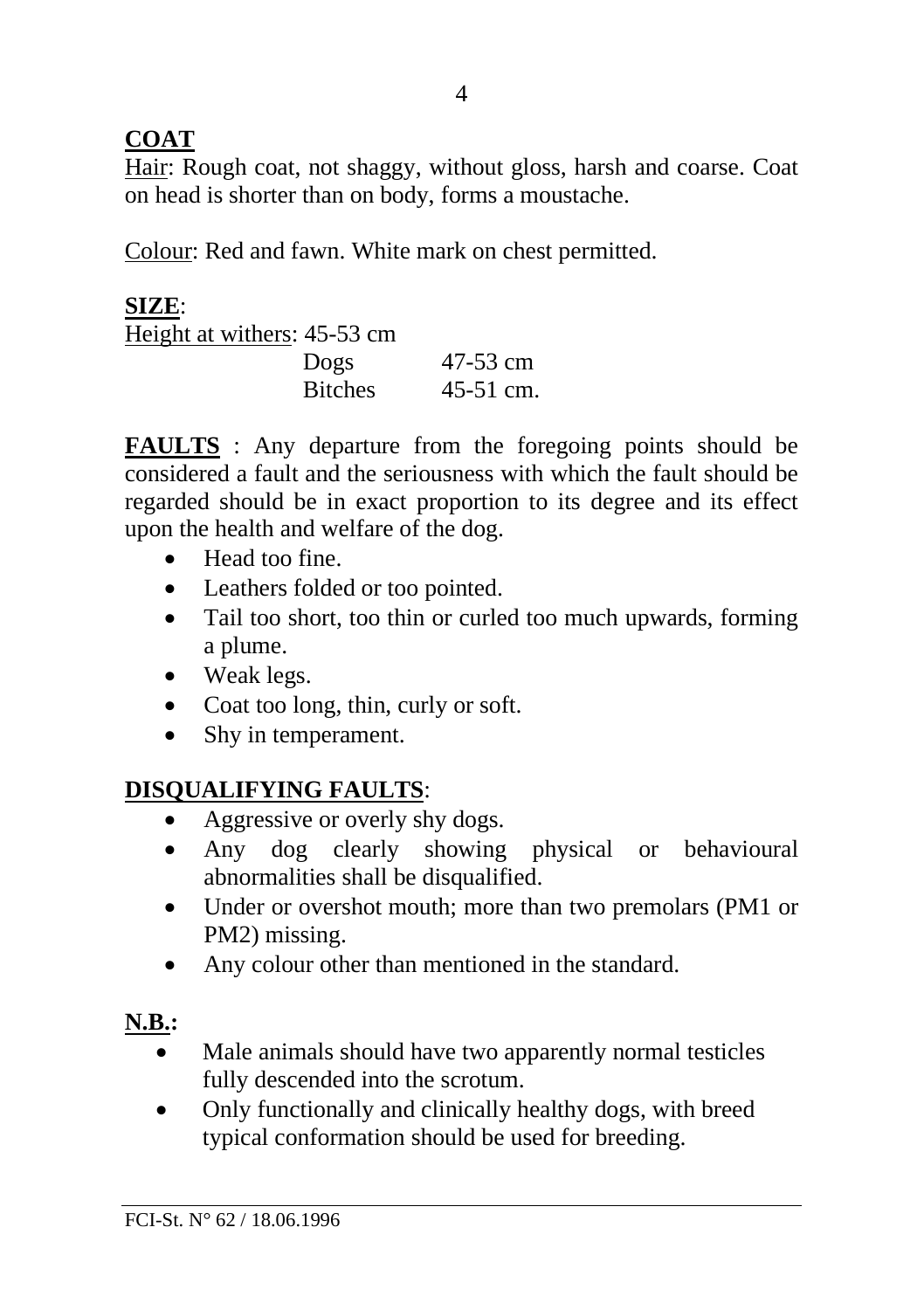**COAT**

Hair: Rough coat, not shaggy, without gloss, harsh and coarse. Coat on head is shorter than on body, forms a moustache.

Colour: Red and fawn. White mark on chest permitted.

**SIZE**:

Height at withers: 45-53 cm

| | |
|---|---|
| Dogs | 47-53 cm |
| Bitches | 45-51 cm. |

**FAULTS** : Any departure from the foregoing points should be considered a fault and the seriousness with which the fault should be regarded should be in exact proportion to its degree and its effect upon the health and welfare of the dog.

- Head too fine.
- Leathers folded or too pointed.
- Tail too short, too thin or curled too much upwards, forming a plume.
- Weak legs.
- Coat too long, thin, curly or soft.
- Shy in temperament.

**DISQUALIFYING FAULTS**:

- Aggressive or overly shy dogs.
- Any dog clearly showing physical or behavioural abnormalities shall be disqualified.
- Under or overshot mouth; more than two premolars (PM1 or PM2) missing.
- Any colour other than mentioned in the standard.

**N.B.:**

- Male animals should have two apparently normal testicles fully descended into the scrotum.
- Only functionally and clinically healthy dogs, with breed typical conformation should be used for breeding.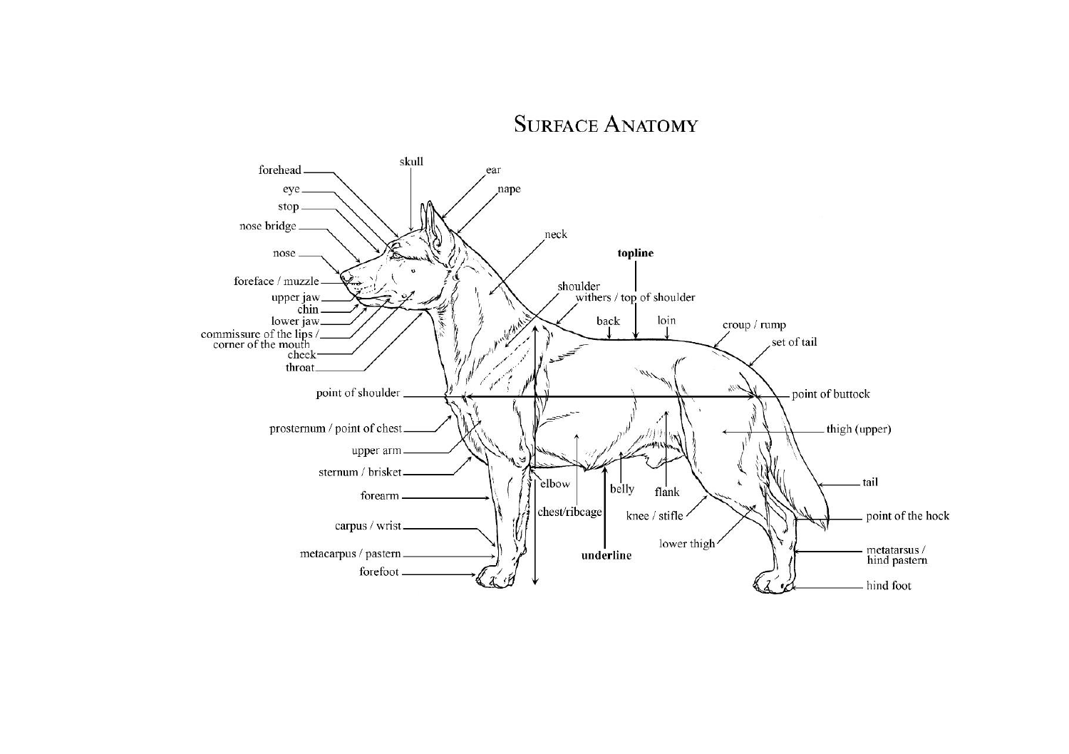# Surface Anatomy

forehead
eye
stop
nose bridge
nose
foreface / muzzle
upper jaw
chin
lower jaw
commissure of the lips / corner of the mouth
cheek
throat
skull
ear
nape
neck
topline
shoulder
withers / top of shoulder
back
loin
croup / rump
set of tail
point of shoulder
point of buttock
prosternum / point of chest
thigh (upper)
upper arm
sternum / brisket
elbow
belly
flank
tail
forearm
chest/ribcage
knee / stifle
point of the hock
carpus / wrist
lower thigh
underline
metacarpus / pastern
metatarsus / hind pastern
forefoot
hind foot